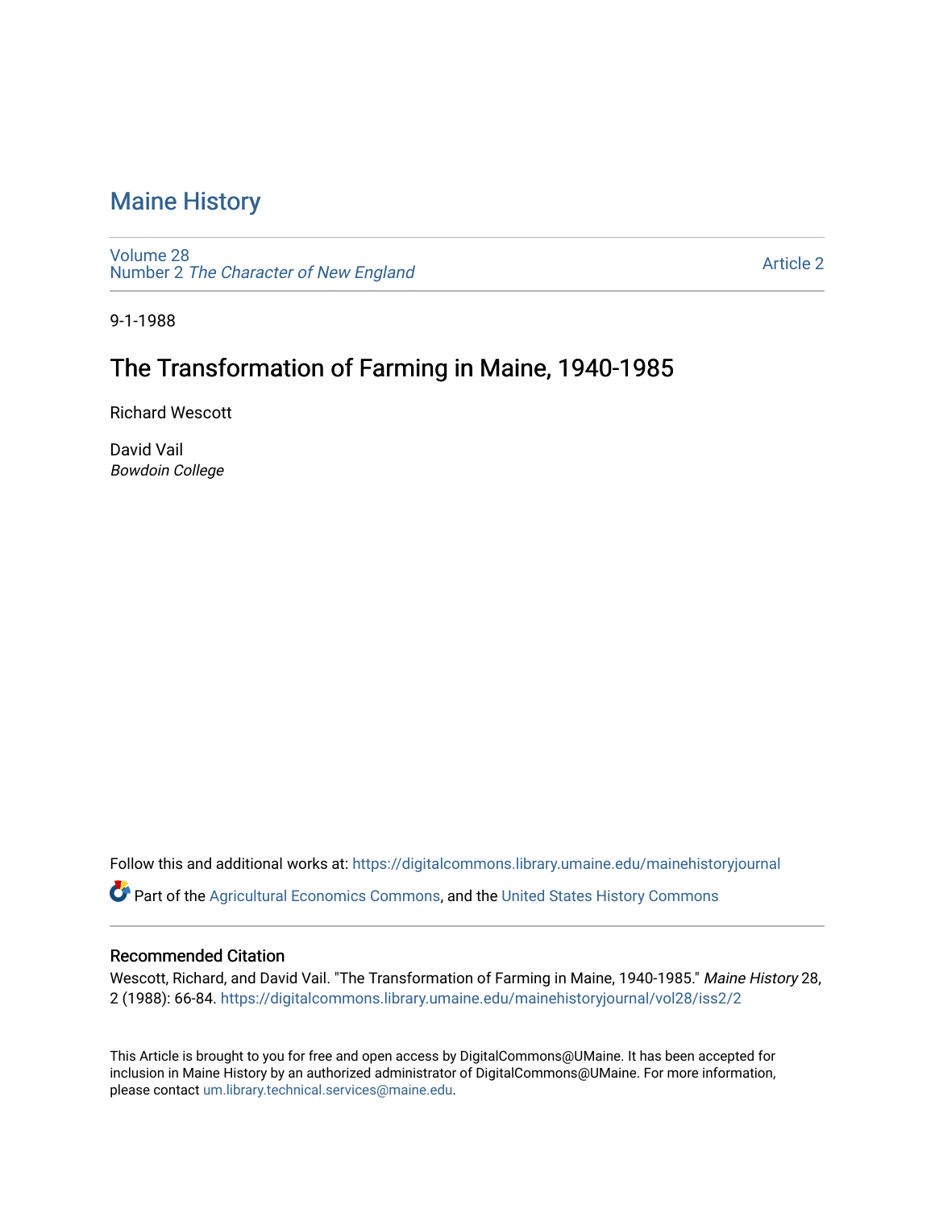# Maine History

Volume 28
Number 2 *The Character of New England*

Article 2

9-1-1988

## The Transformation of Farming in Maine, 1940-1985

Richard Wescott

David Vail
*Bowdoin College*

Follow this and additional works at: https://digitalcommons.library.umaine.edu/mainehistoryjournal

Part of the Agricultural Economics Commons, and the United States History Commons

### Recommended Citation

Wescott, Richard, and David Vail. "The Transformation of Farming in Maine, 1940-1985." *Maine History* 28, 2 (1988): 66-84. https://digitalcommons.library.umaine.edu/mainehistoryjournal/vol28/iss2/2

This Article is brought to you for free and open access by DigitalCommons@UMaine. It has been accepted for inclusion in Maine History by an authorized administrator of DigitalCommons@UMaine. For more information, please contact um.library.technical.services@maine.edu.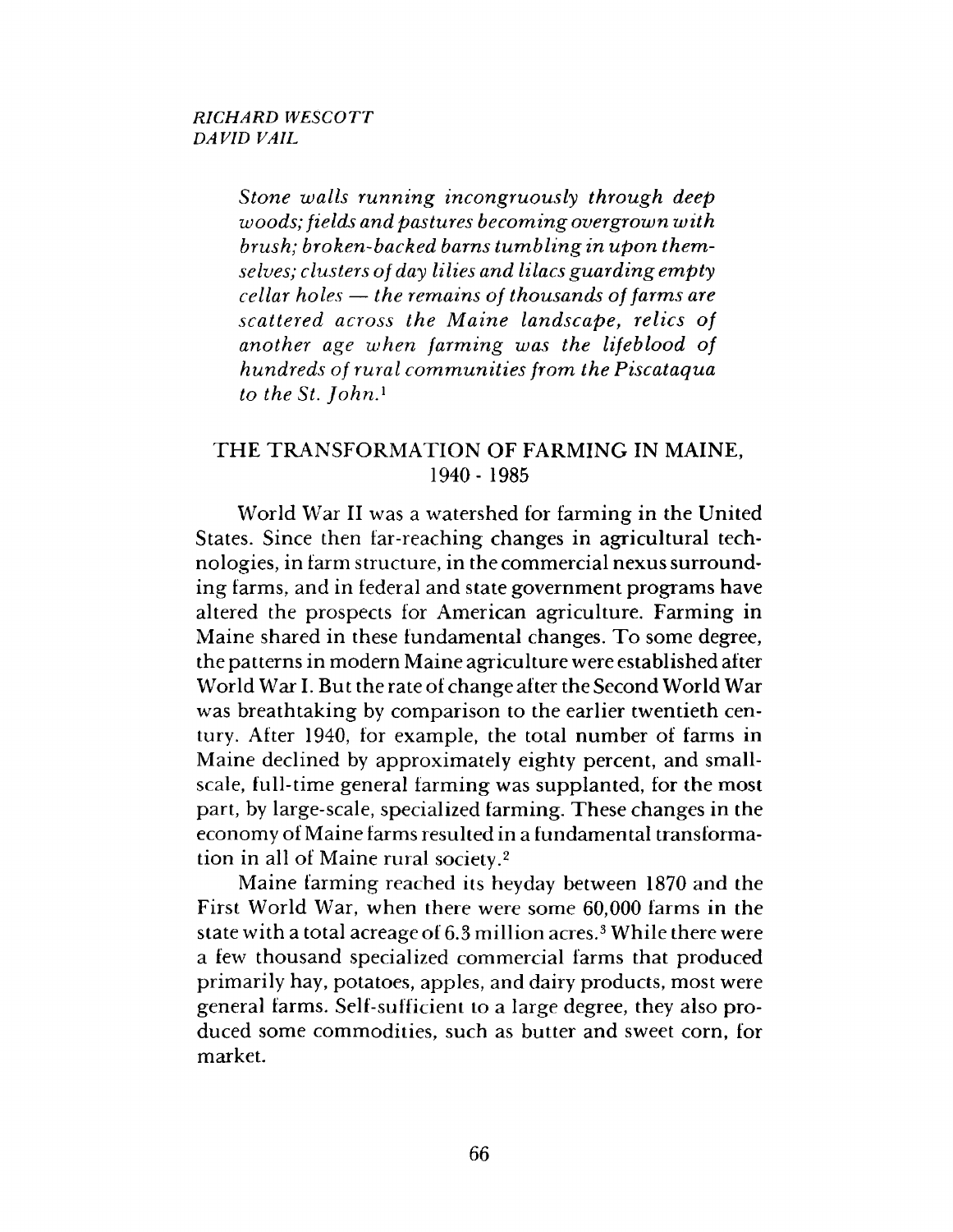*RICHARD WESCOTT*
*DAVID VAIL*

> *Stone walls running incongruously through deep woods; fields and pastures becoming overgrown with brush; broken-backed barns tumbling in upon themselves; clusters of day lilies and lilacs guarding empty cellar holes — the remains of thousands of farms are scattered across the Maine landscape, relics of another age when farming was the lifeblood of hundreds of rural communities from the Piscataqua to the St. John.*[1]

## THE TRANSFORMATION OF FARMING IN MAINE, 1940 - 1985

World War II was a watershed for farming in the United States. Since then far-reaching changes in agricultural technologies, in farm structure, in the commercial nexus surrounding farms, and in federal and state government programs have altered the prospects for American agriculture. Farming in Maine shared in these fundamental changes. To some degree, the patterns in modern Maine agriculture were established after World War I. But the rate of change after the Second World War was breathtaking by comparison to the earlier twentieth century. After 1940, for example, the total number of farms in Maine declined by approximately eighty percent, and small-scale, full-time general farming was supplanted, for the most part, by large-scale, specialized farming. These changes in the economy of Maine farms resulted in a fundamental transformation in all of Maine rural society.[2]

Maine farming reached its heyday between 1870 and the First World War, when there were some 60,000 farms in the state with a total acreage of 6.3 million acres.[3] While there were a few thousand specialized commercial farms that produced primarily hay, potatoes, apples, and dairy products, most were general farms. Self-sufficient to a large degree, they also produced some commodities, such as butter and sweet corn, for market.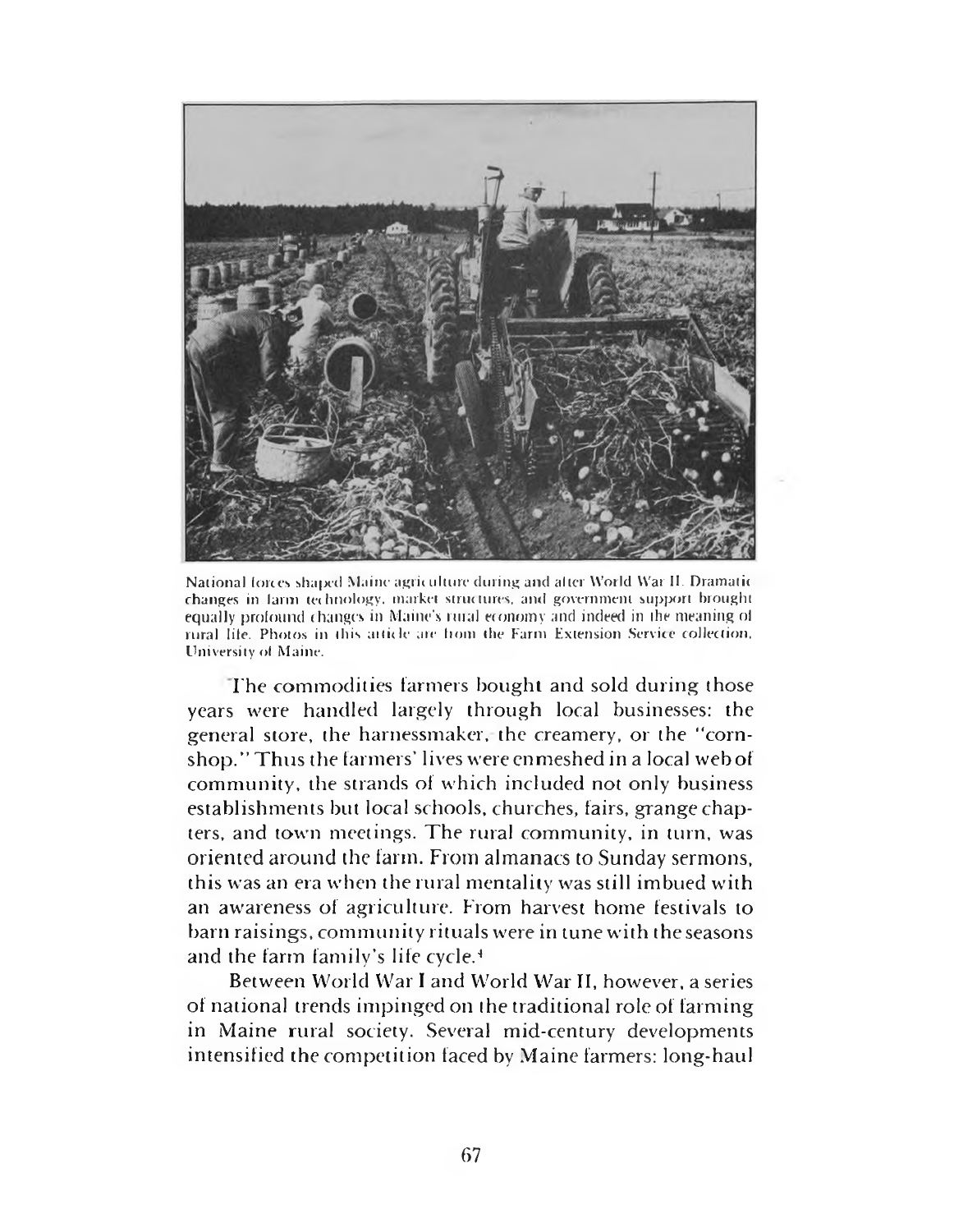National forces shaped Maine agriculture during and after World War II. Dramatic changes in farm technology, market structures, and government support brought equally profound changes in Maine's rural economy and indeed in the meaning of rural life. Photos in this article are from the Farm Extension Service collection, University of Maine.

The commodities farmers bought and sold during those years were handled largely through local businesses: the general store, the harnessmaker, the creamery, or the "cornshop." Thus the farmers' lives were enmeshed in a local web of community, the strands of which included not only business establishments but local schools, churches, fairs, grange chapters, and town meetings. The rural community, in turn, was oriented around the farm. From almanacs to Sunday sermons, this was an era when the rural mentality was still imbued with an awareness of agriculture. From harvest home festivals to barn raisings, community rituals were in tune with the seasons and the farm family's life cycle.[4]

Between World War I and World War II, however, a series of national trends impinged on the traditional role of farming in Maine rural society. Several mid-century developments intensified the competition faced by Maine farmers: long-haul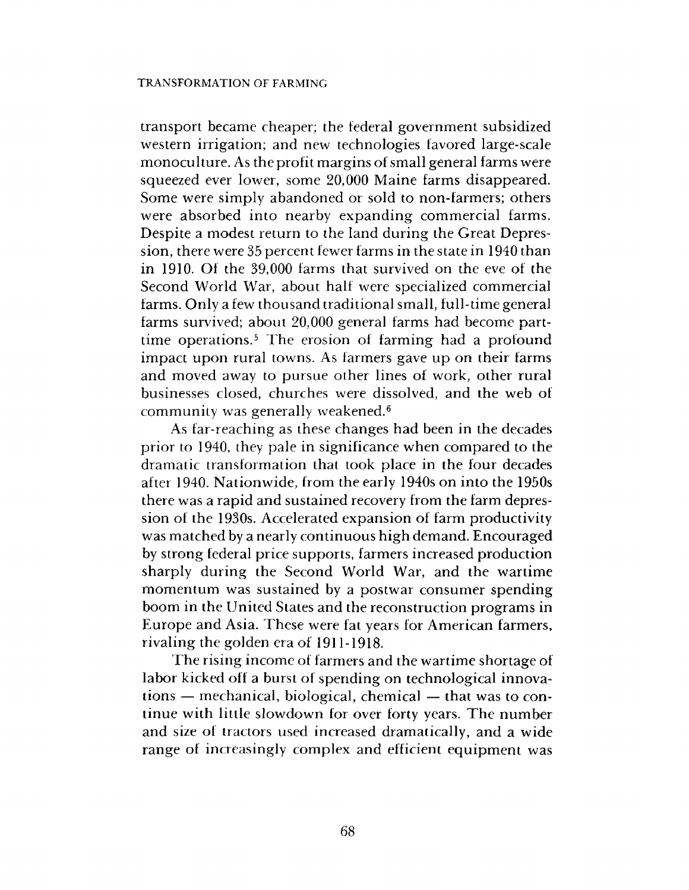transport became cheaper; the federal government subsidized western irrigation; and new technologies favored large-scale monoculture. As the profit margins of small general farms were squeezed ever lower, some 20,000 Maine farms disappeared. Some were simply abandoned or sold to non-farmers; others were absorbed into nearby expanding commercial farms. Despite a modest return to the land during the Great Depression, there were 35 percent fewer farms in the state in 1940 than in 1910. Of the 39,000 farms that survived on the eve of the Second World War, about half were specialized commercial farms. Only a few thousand traditional small, full-time general farms survived; about 20,000 general farms had become part-time operations.[5] The erosion of farming had a profound impact upon rural towns. As farmers gave up on their farms and moved away to pursue other lines of work, other rural businesses closed, churches were dissolved, and the web of community was generally weakened.[6]

As far-reaching as these changes had been in the decades prior to 1940, they pale in significance when compared to the dramatic transformation that took place in the four decades after 1940. Nationwide, from the early 1940s on into the 1950s there was a rapid and sustained recovery from the farm depression of the 1930s. Accelerated expansion of farm productivity was matched by a nearly continuous high demand. Encouraged by strong federal price supports, farmers increased production sharply during the Second World War, and the wartime momentum was sustained by a postwar consumer spending boom in the United States and the reconstruction programs in Europe and Asia. These were fat years for American farmers, rivaling the golden era of 1911-1918.

The rising income of farmers and the wartime shortage of labor kicked off a burst of spending on technological innovations — mechanical, biological, chemical — that was to continue with little slowdown for over forty years. The number and size of tractors used increased dramatically, and a wide range of increasingly complex and efficient equipment was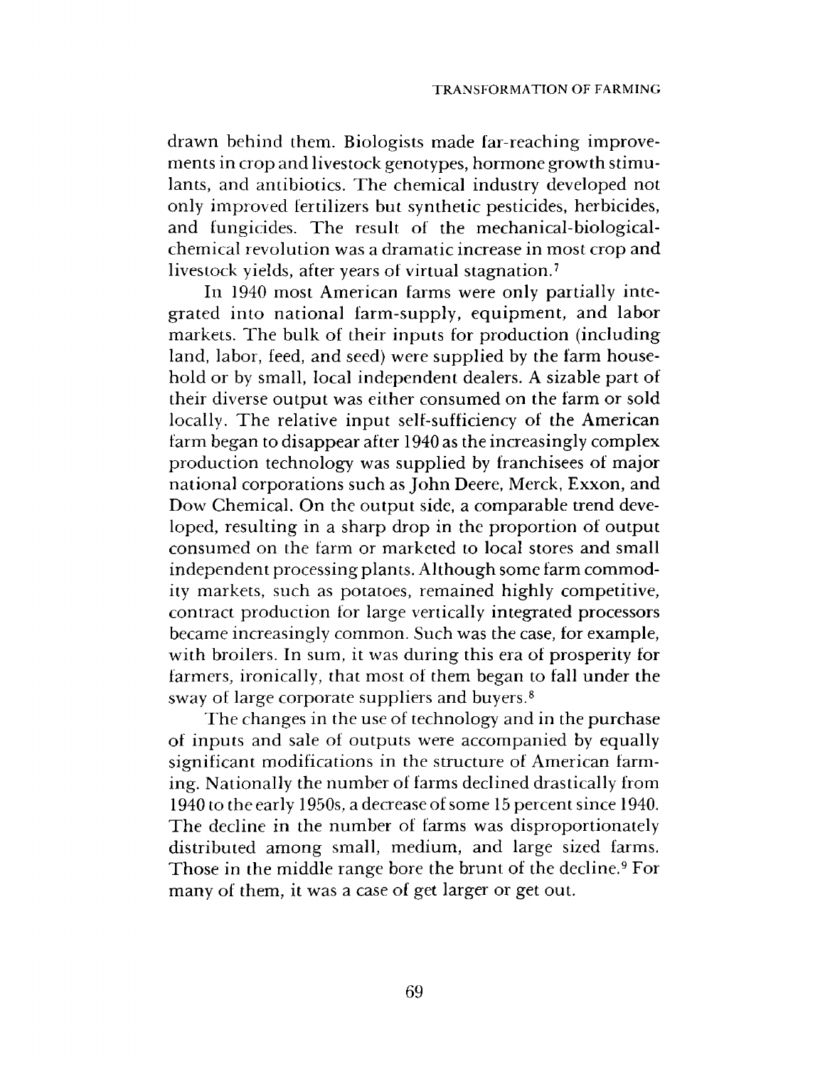drawn behind them. Biologists made far-reaching improvements in crop and livestock genotypes, hormone growth stimulants, and antibiotics. The chemical industry developed not only improved fertilizers but synthetic pesticides, herbicides, and fungicides. The result of the mechanical-biological-chemical revolution was a dramatic increase in most crop and livestock yields, after years of virtual stagnation.[7]

In 1940 most American farms were only partially integrated into national farm-supply, equipment, and labor markets. The bulk of their inputs for production (including land, labor, feed, and seed) were supplied by the farm household or by small, local independent dealers. A sizable part of their diverse output was either consumed on the farm or sold locally. The relative input self-sufficiency of the American farm began to disappear after 1940 as the increasingly complex production technology was supplied by franchisees of major national corporations such as John Deere, Merck, Exxon, and Dow Chemical. On the output side, a comparable trend developed, resulting in a sharp drop in the proportion of output consumed on the farm or marketed to local stores and small independent processing plants. Although some farm commodity markets, such as potatoes, remained highly competitive, contract production for large vertically integrated processors became increasingly common. Such was the case, for example, with broilers. In sum, it was during this era of prosperity for farmers, ironically, that most of them began to fall under the sway of large corporate suppliers and buyers.[8]

The changes in the use of technology and in the purchase of inputs and sale of outputs were accompanied by equally significant modifications in the structure of American farming. Nationally the number of farms declined drastically from 1940 to the early 1950s, a decrease of some 15 percent since 1940. The decline in the number of farms was disproportionately distributed among small, medium, and large sized farms. Those in the middle range bore the brunt of the decline.[9] For many of them, it was a case of get larger or get out.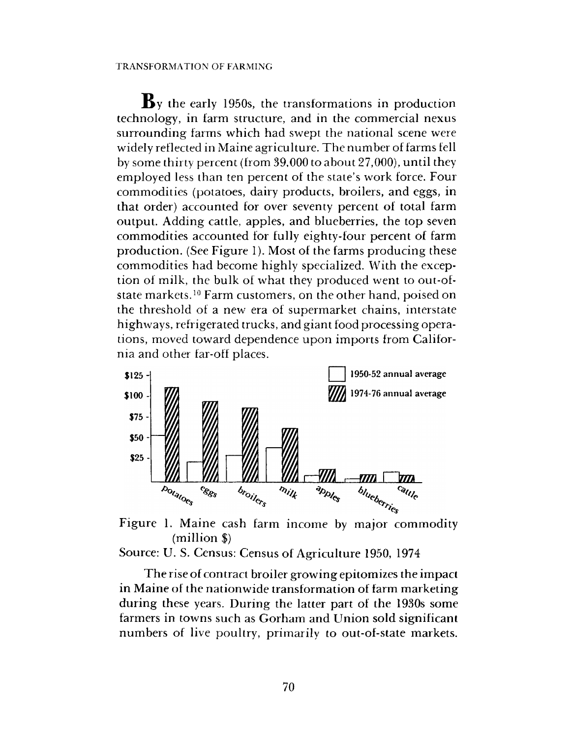By the early 1950s, the transformations in production technology, in farm structure, and in the commercial nexus surrounding farms which had swept the national scene were widely reflected in Maine agriculture. The number of farms fell by some thirty percent (from 39,000 to about 27,000), until they employed less than ten percent of the state's work force. Four commodities (potatoes, dairy products, broilers, and eggs, in that order) accounted for over seventy percent of total farm output. Adding cattle, apples, and blueberries, the top seven commodities accounted for fully eighty-four percent of farm production. (See Figure 1). Most of the farms producing these commodities had become highly specialized. With the exception of milk, the bulk of what they produced went to out-of-state markets.[10] Farm customers, on the other hand, poised on the threshold of a new era of supermarket chains, interstate highways, refrigerated trucks, and giant food processing operations, moved toward dependence upon imports from California and other far-off places.

Figure 1. Maine cash farm income by major commodity (million $)

Source: U. S. Census: Census of Agriculture 1950, 1974

The rise of contract broiler growing epitomizes the impact in Maine of the nationwide transformation of farm marketing during these years. During the latter part of the 1930s some farmers in towns such as Gorham and Union sold significant numbers of live poultry, primarily to out-of-state markets.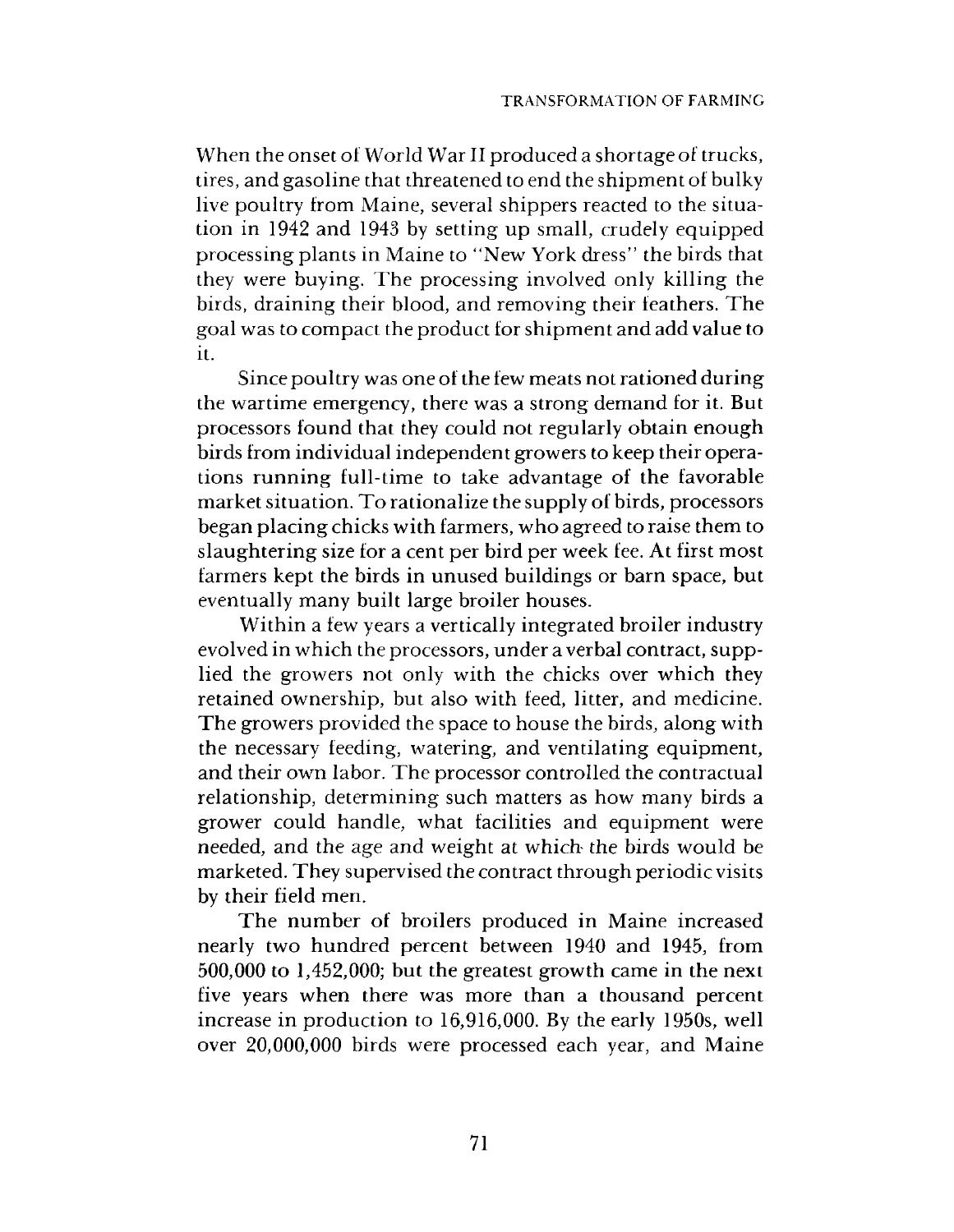When the onset of World War II produced a shortage of trucks, tires, and gasoline that threatened to end the shipment of bulky live poultry from Maine, several shippers reacted to the situation in 1942 and 1943 by setting up small, crudely equipped processing plants in Maine to "New York dress" the birds that they were buying. The processing involved only killing the birds, draining their blood, and removing their feathers. The goal was to compact the product for shipment and add value to it.

Since poultry was one of the few meats not rationed during the wartime emergency, there was a strong demand for it. But processors found that they could not regularly obtain enough birds from individual independent growers to keep their operations running full-time to take advantage of the favorable market situation. To rationalize the supply of birds, processors began placing chicks with farmers, who agreed to raise them to slaughtering size for a cent per bird per week fee. At first most farmers kept the birds in unused buildings or barn space, but eventually many built large broiler houses.

Within a few years a vertically integrated broiler industry evolved in which the processors, under a verbal contract, supplied the growers not only with the chicks over which they retained ownership, but also with feed, litter, and medicine. The growers provided the space to house the birds, along with the necessary feeding, watering, and ventilating equipment, and their own labor. The processor controlled the contractual relationship, determining such matters as how many birds a grower could handle, what facilities and equipment were needed, and the age and weight at which the birds would be marketed. They supervised the contract through periodic visits by their field men.

The number of broilers produced in Maine increased nearly two hundred percent between 1940 and 1945, from 500,000 to 1,452,000; but the greatest growth came in the next five years when there was more than a thousand percent increase in production to 16,916,000. By the early 1950s, well over 20,000,000 birds were processed each year, and Maine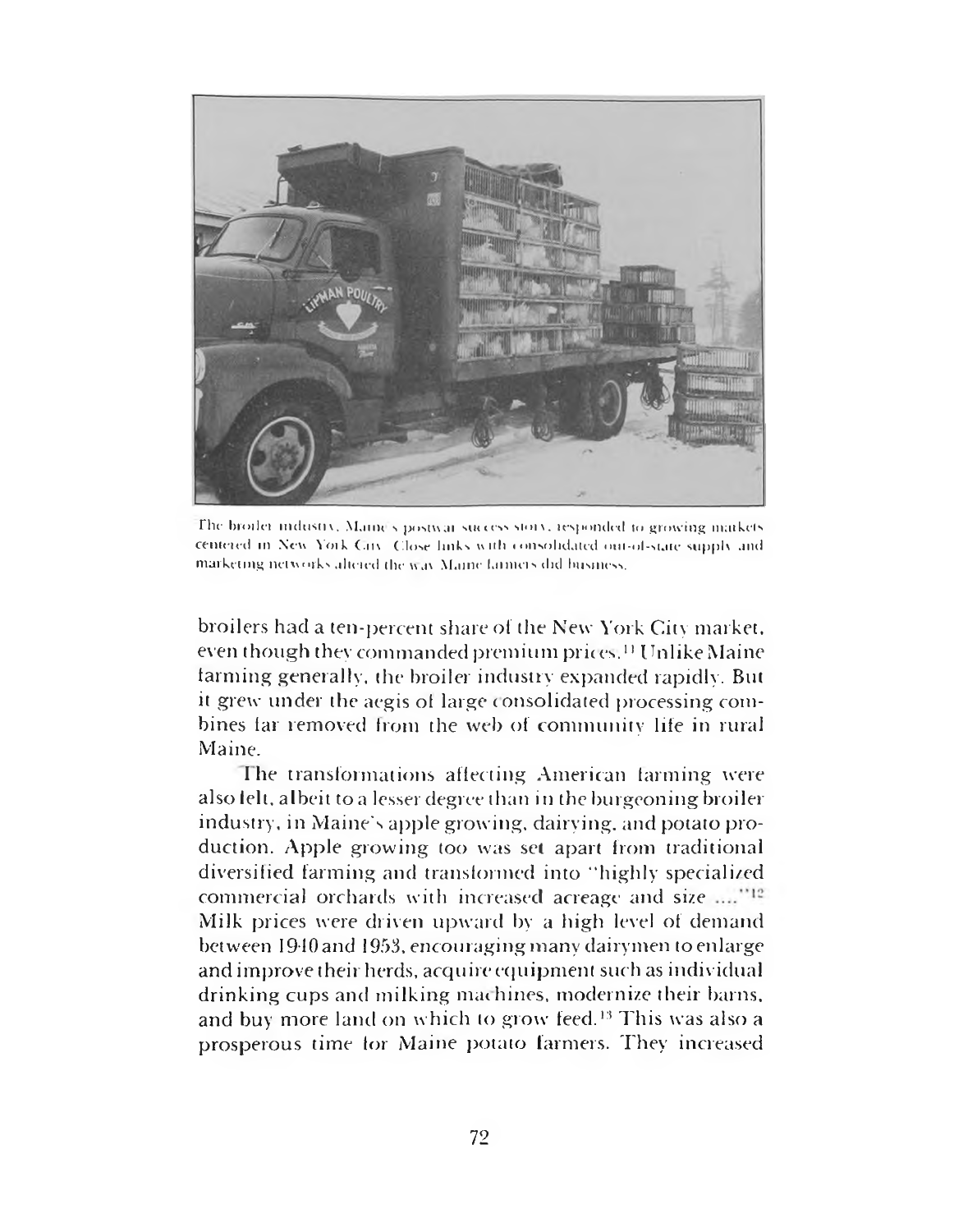The broiler industry, Maine's postwar success story, responded to growing markets centered in New York City. Close links with consolidated out-of-state supply and marketing networks altered the way Maine farmers did business.

broilers had a ten-percent share of the New York City market, even though they commanded premium prices.[11] Unlike Maine farming generally, the broiler industry expanded rapidly. But it grew under the aegis of large consolidated processing combines far removed from the web of community life in rural Maine.

The transformations affecting American farming were also felt, albeit to a lesser degree than in the burgeoning broiler industry, in Maine's apple growing, dairying, and potato production. Apple growing too was set apart from traditional diversified farming and transformed into "highly specialized commercial orchards with increased acreage and size ...."[12] Milk prices were driven upward by a high level of demand between 1940 and 1953, encouraging many dairymen to enlarge and improve their herds, acquire equipment such as individual drinking cups and milking machines, modernize their barns, and buy more land on which to grow feed.[13] This was also a prosperous time for Maine potato farmers. They increased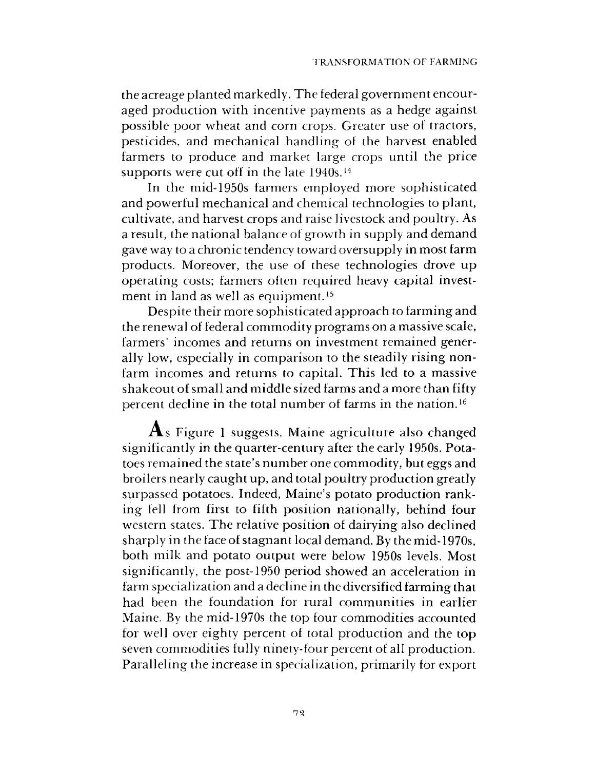the acreage planted markedly. The federal government encouraged production with incentive payments as a hedge against possible poor wheat and corn crops. Greater use of tractors, pesticides, and mechanical handling of the harvest enabled farmers to produce and market large crops until the price supports were cut off in the late 1940s.[14]

In the mid-1950s farmers employed more sophisticated and powerful mechanical and chemical technologies to plant, cultivate, and harvest crops and raise livestock and poultry. As a result, the national balance of growth in supply and demand gave way to a chronic tendency toward oversupply in most farm products. Moreover, the use of these technologies drove up operating costs; farmers often required heavy capital investment in land as well as equipment.[15]

Despite their more sophisticated approach to farming and the renewal of federal commodity programs on a massive scale, farmers' incomes and returns on investment remained generally low, especially in comparison to the steadily rising non-farm incomes and returns to capital. This led to a massive shakeout of small and middle sized farms and a more than fifty percent decline in the total number of farms in the nation.[16]

As Figure 1 suggests, Maine agriculture also changed significantly in the quarter-century after the early 1950s. Potatoes remained the state's number one commodity, but eggs and broilers nearly caught up, and total poultry production greatly surpassed potatoes. Indeed, Maine's potato production ranking fell from first to fifth position nationally, behind four western states. The relative position of dairying also declined sharply in the face of stagnant local demand. By the mid-1970s, both milk and potato output were below 1950s levels. Most significantly, the post-1950 period showed an acceleration in farm specialization and a decline in the diversified farming that had been the foundation for rural communities in earlier Maine. By the mid-1970s the top four commodities accounted for well over eighty percent of total production and the top seven commodities fully ninety-four percent of all production. Paralleling the increase in specialization, primarily for export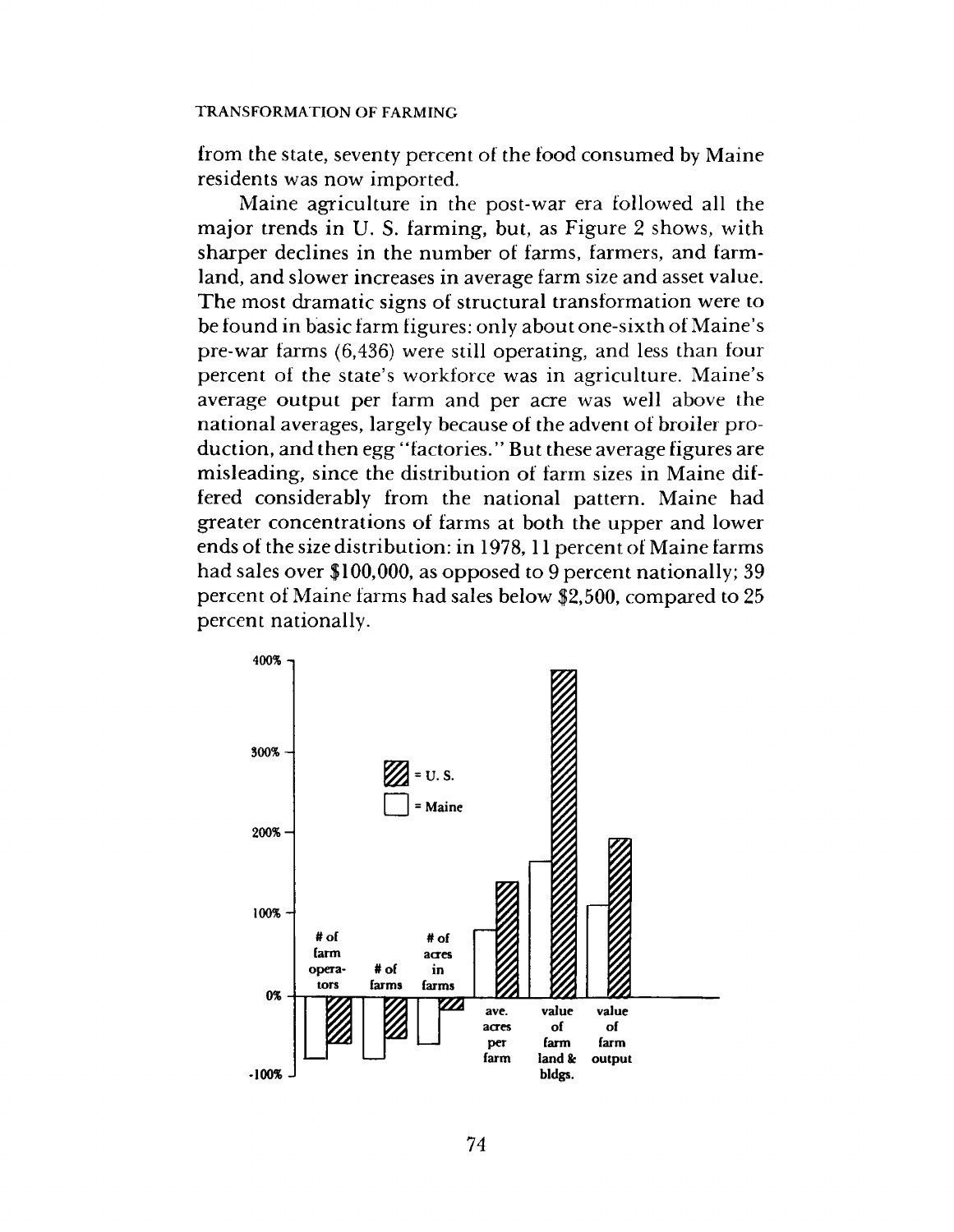from the state, seventy percent of the food consumed by Maine residents was now imported.

Maine agriculture in the post-war era followed all the major trends in U. S. farming, but, as Figure 2 shows, with sharper declines in the number of farms, farmers, and farmland, and slower increases in average farm size and asset value. The most dramatic signs of structural transformation were to be found in basic farm figures: only about one-sixth of Maine's pre-war farms (6,436) were still operating, and less than four percent of the state's workforce was in agriculture. Maine's average output per farm and per acre was well above the national averages, largely because of the advent of broiler production, and then egg "factories." But these average figures are misleading, since the distribution of farm sizes in Maine differed considerably from the national pattern. Maine had greater concentrations of farms at both the upper and lower ends of the size distribution: in 1978, 11 percent of Maine farms had sales over $100,000, as opposed to 9 percent nationally; 39 percent of Maine farms had sales below $2,500, compared to 25 percent nationally.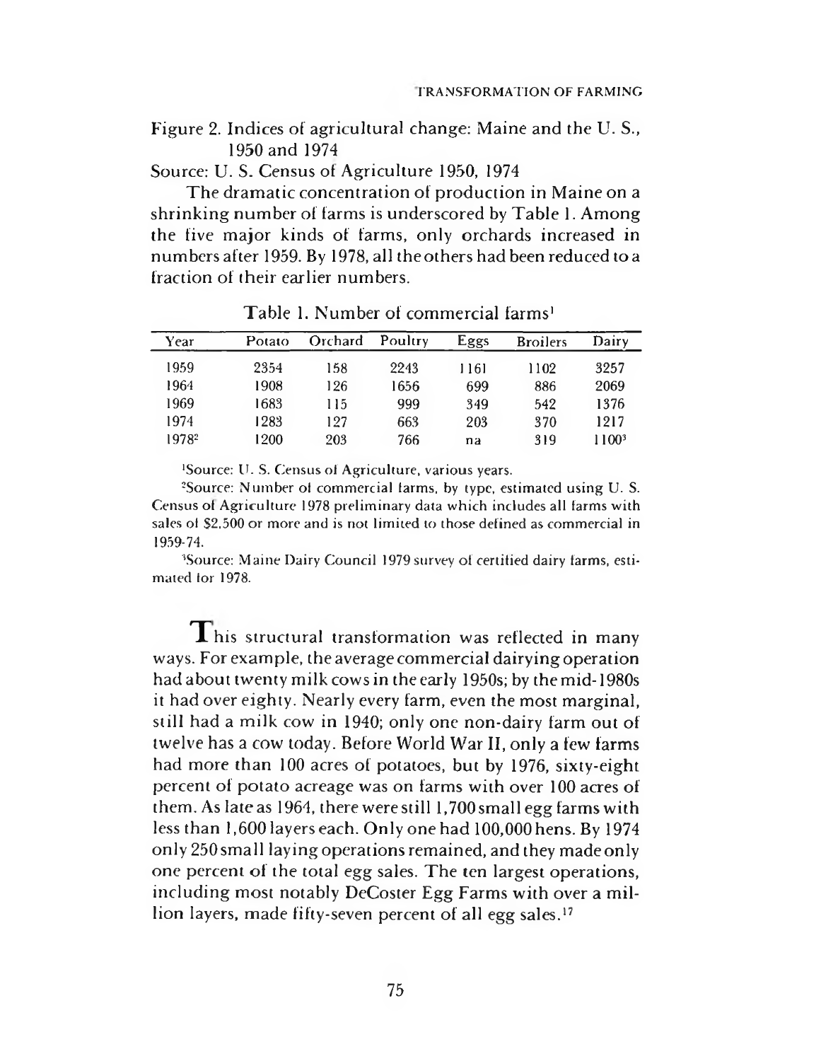Figure 2. Indices of agricultural change: Maine and the U. S., 1950 and 1974

Source: U. S. Census of Agriculture 1950, 1974

The dramatic concentration of production in Maine on a shrinking number of farms is underscored by Table 1. Among the five major kinds of farms, only orchards increased in numbers after 1959. By 1978, all the others had been reduced to a fraction of their earlier numbers.

Table 1. Number of commercial farms[1]

| Year | Potato | Orchard | Poultry | Eggs | Broilers | Dairy |
|---|---|---|---|---|---|---|
| 1959 | 2354 | 158 | 2243 | 1161 | 1102 | 3257 |
| 1964 | 1908 | 126 | 1656 | 699 | 886 | 2069 |
| 1969 | 1683 | 115 | 999 | 349 | 542 | 1376 |
| 1974 | 1283 | 127 | 663 | 203 | 370 | 1217 |
| 1978[2] | 1200 | 203 | 766 | na | 319 | 1100[3] |

[1]Source: U. S. Census of Agriculture, various years.

[2]Source: Number of commercial farms, by type, estimated using U. S. Census of Agriculture 1978 preliminary data which includes all farms with sales of $2,500 or more and is not limited to those defined as commercial in 1959-74.

[3]Source: Maine Dairy Council 1979 survey of certified dairy farms, estimated for 1978.

This structural transformation was reflected in many ways. For example, the average commercial dairying operation had about twenty milk cows in the early 1950s; by the mid-1980s it had over eighty. Nearly every farm, even the most marginal, still had a milk cow in 1940; only one non-dairy farm out of twelve has a cow today. Before World War II, only a few farms had more than 100 acres of potatoes, but by 1976, sixty-eight percent of potato acreage was on farms with over 100 acres of them. As late as 1964, there were still 1,700 small egg farms with less than 1,600 layers each. Only one had 100,000 hens. By 1974 only 250 small laying operations remained, and they made only one percent of the total egg sales. The ten largest operations, including most notably DeCoster Egg Farms with over a million layers, made fifty-seven percent of all egg sales.[17]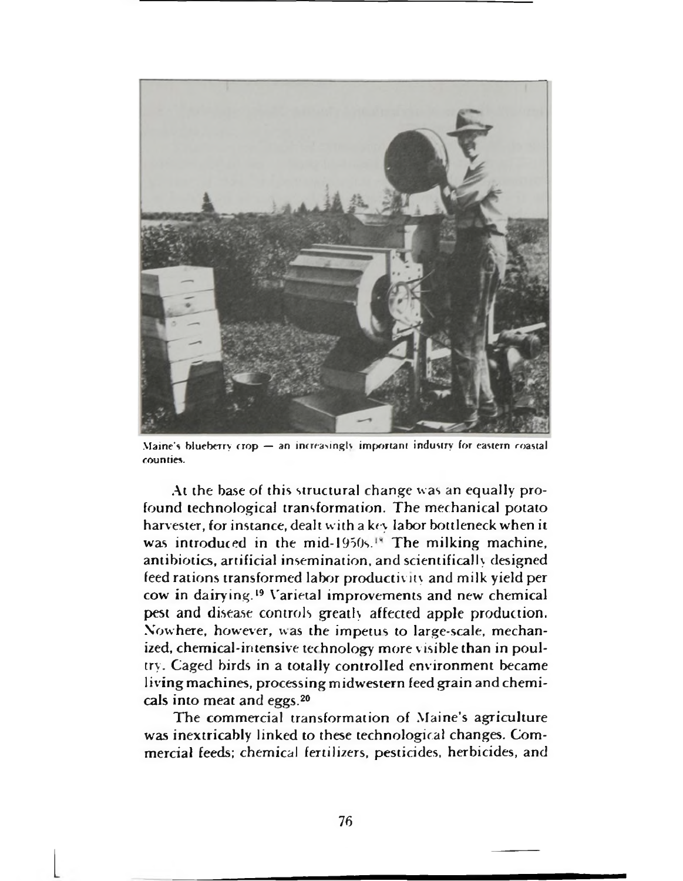Maine's blueberry crop — an increasingly important industry for eastern coastal counties.

At the base of this structural change was an equally profound technological transformation. The mechanical potato harvester, for instance, dealt with a key labor bottleneck when it was introduced in the mid-1950s.[18] The milking machine, antibiotics, artificial insemination, and scientifically designed feed rations transformed labor productivity and milk yield per cow in dairying.[19] Varietal improvements and new chemical pest and disease controls greatly affected apple production. Nowhere, however, was the impetus to large-scale, mechanized, chemical-intensive technology more visible than in poultry. Caged birds in a totally controlled environment became living machines, processing midwestern feed grain and chemicals into meat and eggs.[20]

The commercial transformation of Maine's agriculture was inextricably linked to these technological changes. Commercial feeds; chemical fertilizers, pesticides, herbicides, and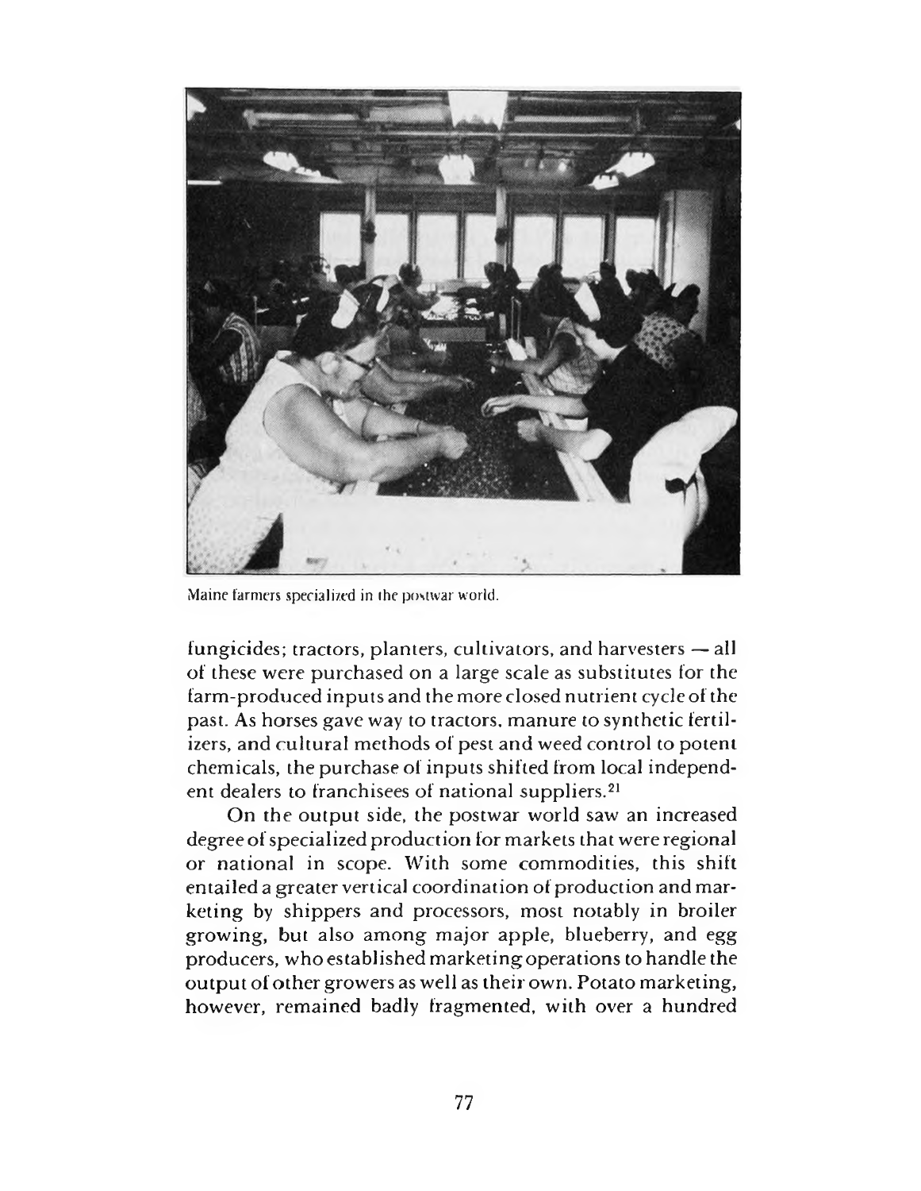Maine farmers specialized in the postwar world.

fungicides; tractors, planters, cultivators, and harvesters — all of these were purchased on a large scale as substitutes for the farm-produced inputs and the more closed nutrient cycle of the past. As horses gave way to tractors, manure to synthetic fertilizers, and cultural methods of pest and weed control to potent chemicals, the purchase of inputs shifted from local independent dealers to franchisees of national suppliers.[21]

On the output side, the postwar world saw an increased degree of specialized production for markets that were regional or national in scope. With some commodities, this shift entailed a greater vertical coordination of production and marketing by shippers and processors, most notably in broiler growing, but also among major apple, blueberry, and egg producers, who established marketing operations to handle the output of other growers as well as their own. Potato marketing, however, remained badly fragmented, with over a hundred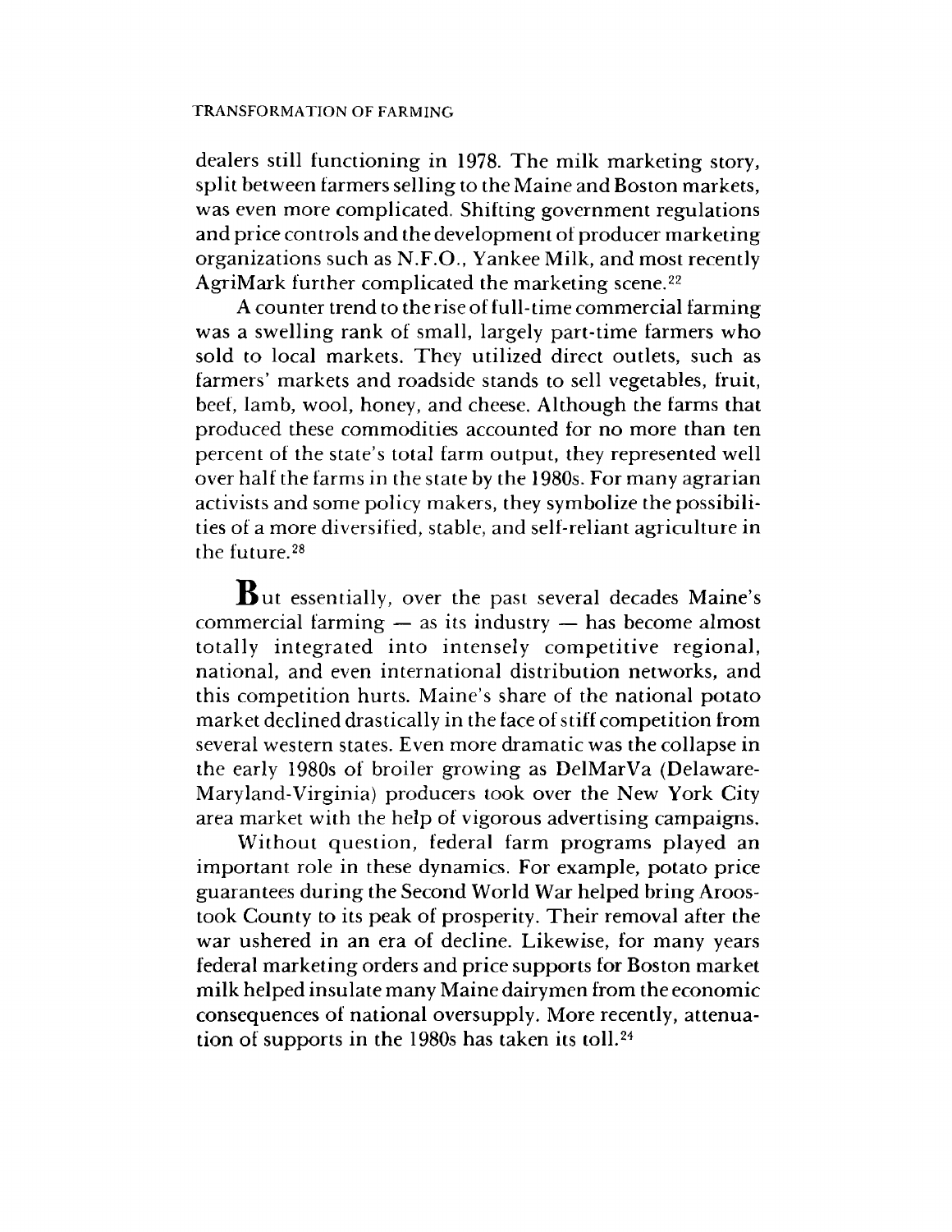dealers still functioning in 1978. The milk marketing story, split between farmers selling to the Maine and Boston markets, was even more complicated. Shifting government regulations and price controls and the development of producer marketing organizations such as N.F.O., Yankee Milk, and most recently AgriMark further complicated the marketing scene.[22]

A counter trend to the rise of full-time commercial farming was a swelling rank of small, largely part-time farmers who sold to local markets. They utilized direct outlets, such as farmers' markets and roadside stands to sell vegetables, fruit, beef, lamb, wool, honey, and cheese. Although the farms that produced these commodities accounted for no more than ten percent of the state's total farm output, they represented well over half the farms in the state by the 1980s. For many agrarian activists and some policy makers, they symbolize the possibilities of a more diversified, stable, and self-reliant agriculture in the future.[28]

**B**ut essentially, over the past several decades Maine's commercial farming — as its industry — has become almost totally integrated into intensely competitive regional, national, and even international distribution networks, and this competition hurts. Maine's share of the national potato market declined drastically in the face of stiff competition from several western states. Even more dramatic was the collapse in the early 1980s of broiler growing as DelMarVa (Delaware-Maryland-Virginia) producers took over the New York City area market with the help of vigorous advertising campaigns.

Without question, federal farm programs played an important role in these dynamics. For example, potato price guarantees during the Second World War helped bring Aroostook County to its peak of prosperity. Their removal after the war ushered in an era of decline. Likewise, for many years federal marketing orders and price supports for Boston market milk helped insulate many Maine dairymen from the economic consequences of national oversupply. More recently, attenuation of supports in the 1980s has taken its toll.[24]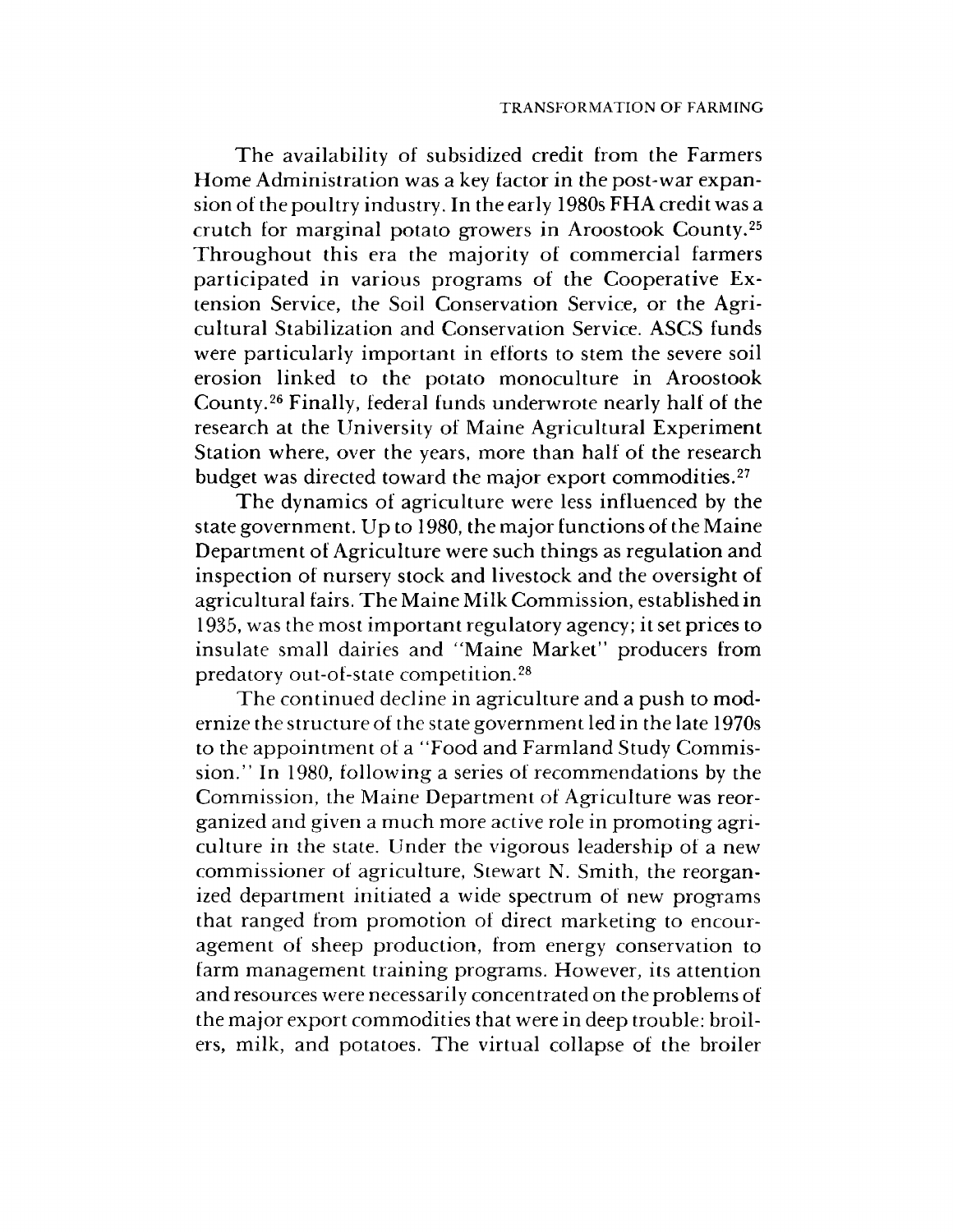The availability of subsidized credit from the Farmers Home Administration was a key factor in the post-war expansion of the poultry industry. In the early 1980s FHA credit was a crutch for marginal potato growers in Aroostook County.[25] Throughout this era the majority of commercial farmers participated in various programs of the Cooperative Extension Service, the Soil Conservation Service, or the Agricultural Stabilization and Conservation Service. ASCS funds were particularly important in efforts to stem the severe soil erosion linked to the potato monoculture in Aroostook County.[26] Finally, federal funds underwrote nearly half of the research at the University of Maine Agricultural Experiment Station where, over the years, more than half of the research budget was directed toward the major export commodities.[27]

The dynamics of agriculture were less influenced by the state government. Up to 1980, the major functions of the Maine Department of Agriculture were such things as regulation and inspection of nursery stock and livestock and the oversight of agricultural fairs. The Maine Milk Commission, established in 1935, was the most important regulatory agency; it set prices to insulate small dairies and "Maine Market" producers from predatory out-of-state competition.[28]

The continued decline in agriculture and a push to modernize the structure of the state government led in the late 1970s to the appointment of a "Food and Farmland Study Commission." In 1980, following a series of recommendations by the Commission, the Maine Department of Agriculture was reorganized and given a much more active role in promoting agriculture in the state. Under the vigorous leadership of a new commissioner of agriculture, Stewart N. Smith, the reorganized department initiated a wide spectrum of new programs that ranged from promotion of direct marketing to encouragement of sheep production, from energy conservation to farm management training programs. However, its attention and resources were necessarily concentrated on the problems of the major export commodities that were in deep trouble: broilers, milk, and potatoes. The virtual collapse of the broiler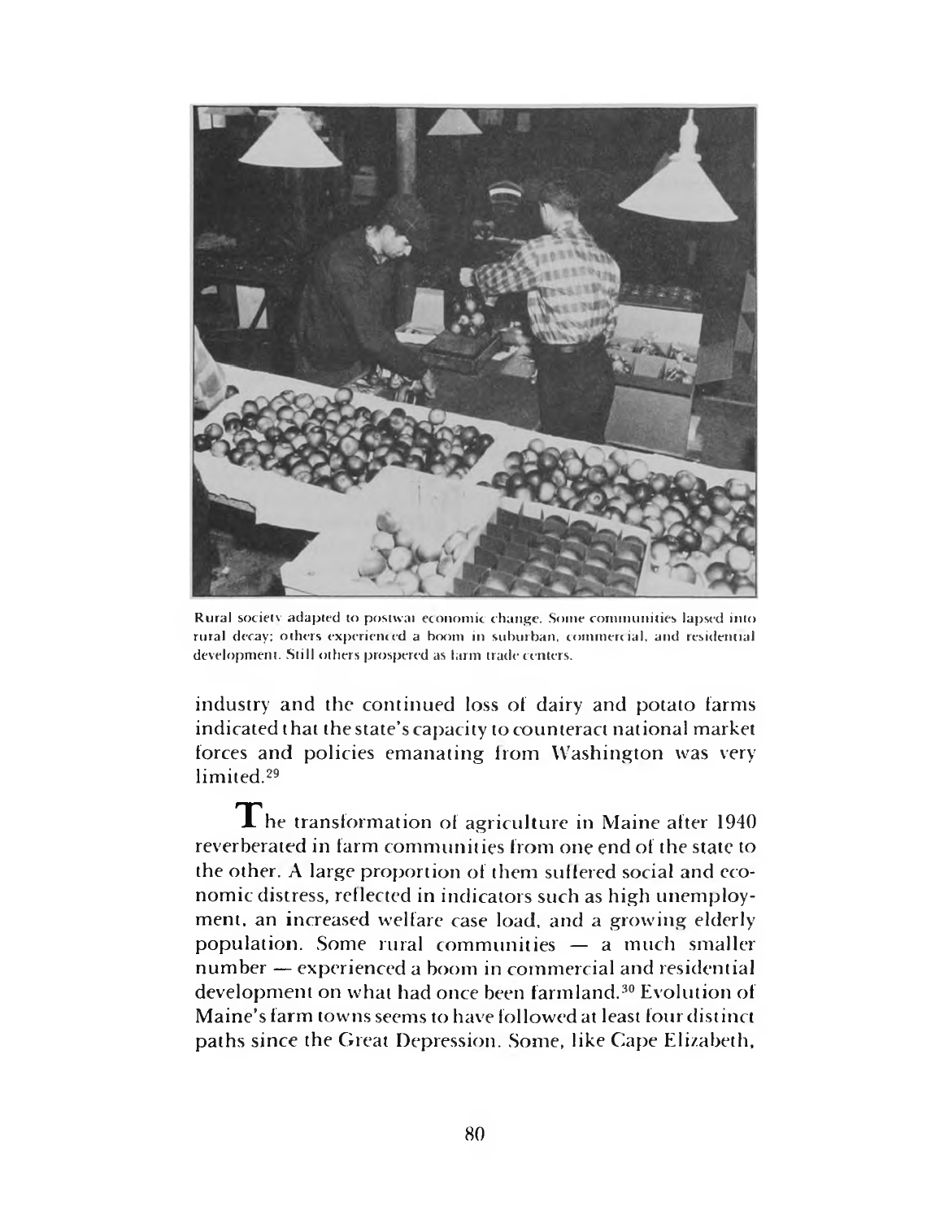Rural society adapted to postwar economic change. Some communities lapsed into rural decay; others experienced a boom in suburban, commercial, and residential development. Still others prospered as farm trade centers.

industry and the continued loss of dairy and potato farms indicated that the state's capacity to counteract national market forces and policies emanating from Washington was very limited.[29]

The transformation of agriculture in Maine after 1940 reverberated in farm communities from one end of the state to the other. A large proportion of them suffered social and economic distress, reflected in indicators such as high unemployment, an increased welfare case load, and a growing elderly population. Some rural communities — a much smaller number — experienced a boom in commercial and residential development on what had once been farmland.[30] Evolution of Maine's farm towns seems to have followed at least four distinct paths since the Great Depression. Some, like Cape Elizabeth,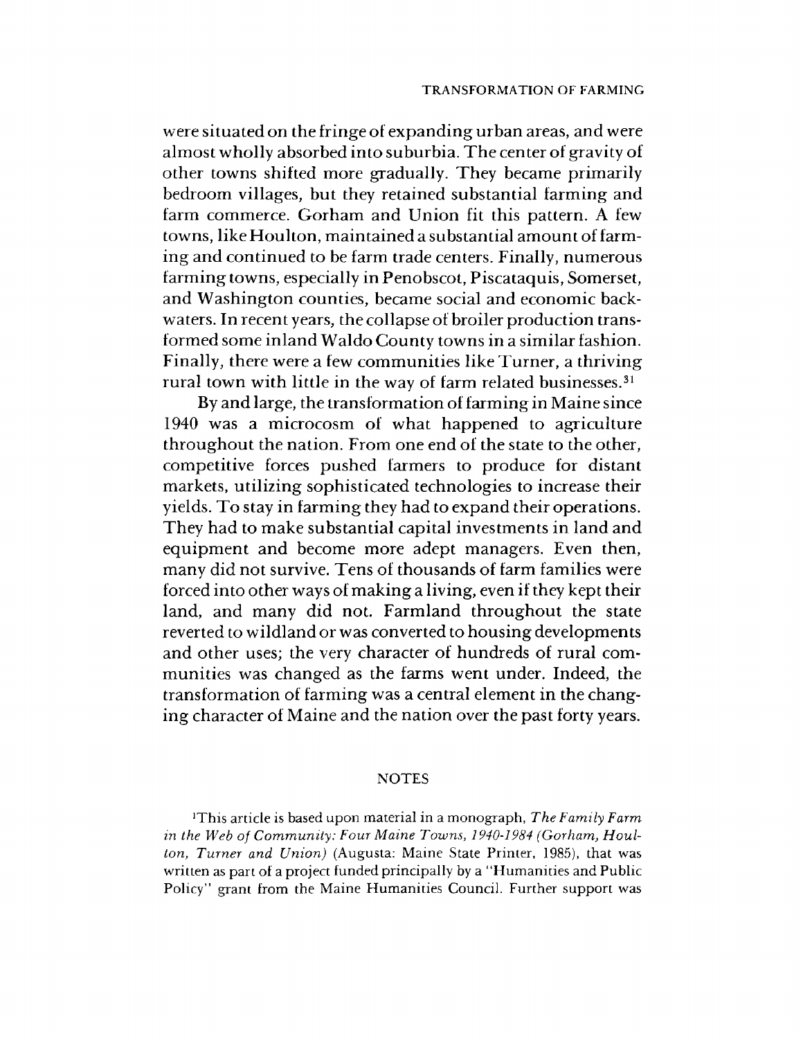were situated on the fringe of expanding urban areas, and were almost wholly absorbed into suburbia. The center of gravity of other towns shifted more gradually. They became primarily bedroom villages, but they retained substantial farming and farm commerce. Gorham and Union fit this pattern. A few towns, like Houlton, maintained a substantial amount of farming and continued to be farm trade centers. Finally, numerous farming towns, especially in Penobscot, Piscataquis, Somerset, and Washington counties, became social and economic backwaters. In recent years, the collapse of broiler production transformed some inland Waldo County towns in a similar fashion. Finally, there were a few communities like Turner, a thriving rural town with little in the way of farm related businesses.[31]

By and large, the transformation of farming in Maine since 1940 was a microcosm of what happened to agriculture throughout the nation. From one end of the state to the other, competitive forces pushed farmers to produce for distant markets, utilizing sophisticated technologies to increase their yields. To stay in farming they had to expand their operations. They had to make substantial capital investments in land and equipment and become more adept managers. Even then, many did not survive. Tens of thousands of farm families were forced into other ways of making a living, even if they kept their land, and many did not. Farmland throughout the state reverted to wildland or was converted to housing developments and other uses; the very character of hundreds of rural communities was changed as the farms went under. Indeed, the transformation of farming was a central element in the changing character of Maine and the nation over the past forty years.

## NOTES

[1]This article is based upon material in a monograph, *The Family Farm in the Web of Community: Four Maine Towns, 1940-1984 (Gorham, Houlton, Turner and Union)* (Augusta: Maine State Printer, 1985), that was written as part of a project funded principally by a "Humanities and Public Policy" grant from the Maine Humanities Council. Further support was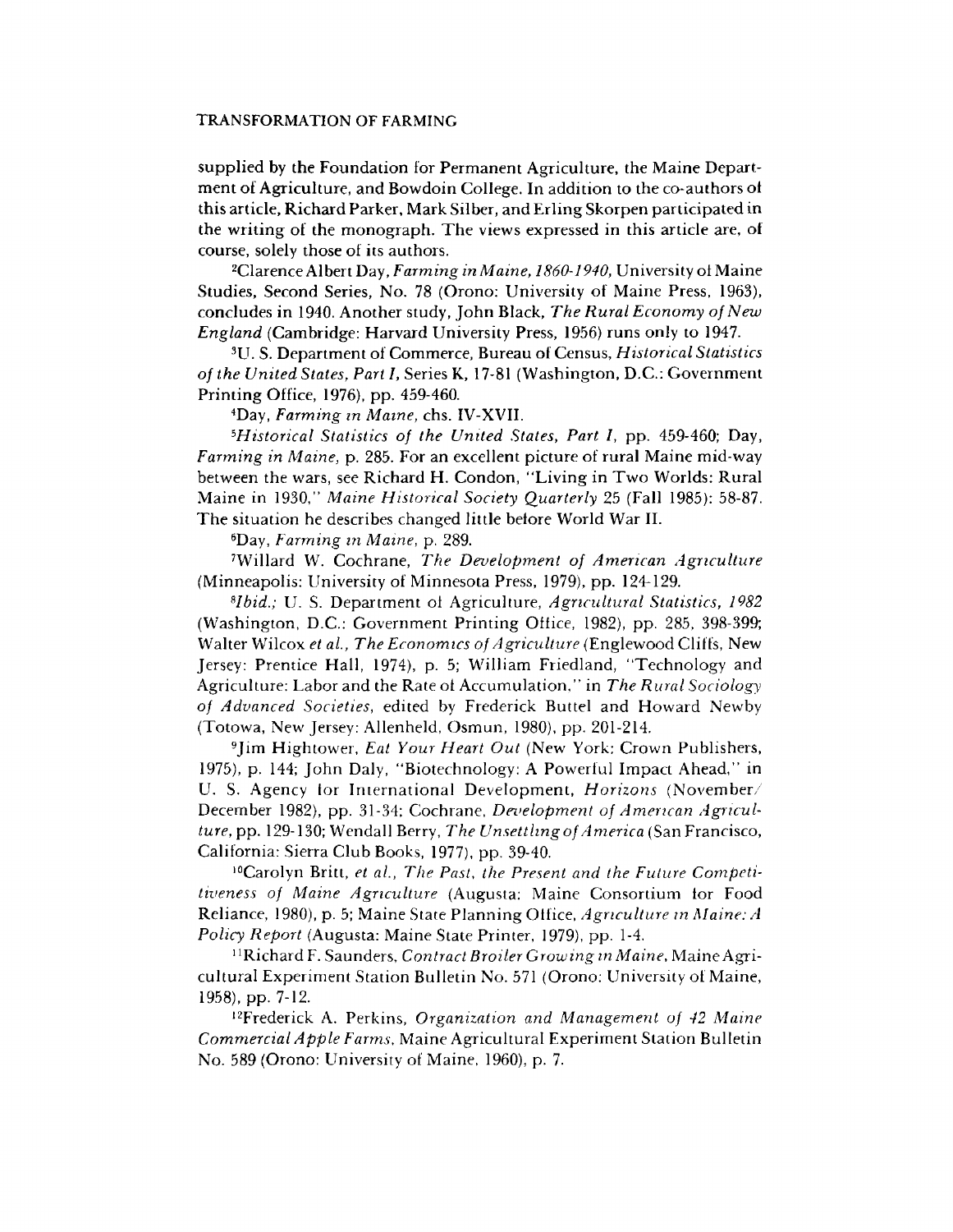supplied by the Foundation for Permanent Agriculture, the Maine Department of Agriculture, and Bowdoin College. In addition to the co-authors of this article, Richard Parker, Mark Silber, and Erling Skorpen participated in the writing of the monograph. The views expressed in this article are, of course, solely those of its authors.

[2]Clarence Albert Day, *Farming in Maine, 1860-1940*, University of Maine Studies, Second Series, No. 78 (Orono: University of Maine Press, 1963), concludes in 1940. Another study, John Black, *The Rural Economy of New England* (Cambridge: Harvard University Press, 1956) runs only to 1947.

[3]U. S. Department of Commerce, Bureau of Census, *Historical Statistics of the United States, Part I*, Series K, 17-81 (Washington, D.C.: Government Printing Office, 1976), pp. 459-460.

[4]Day, *Farming in Maine*, chs. IV-XVII.

[5]*Historical Statistics of the United States, Part I*, pp. 459-460; Day, *Farming in Maine*, p. 285. For an excellent picture of rural Maine mid-way between the wars, see Richard H. Condon, "Living in Two Worlds: Rural Maine in 1930," *Maine Historical Society Quarterly* 25 (Fall 1985): 58-87. The situation he describes changed little before World War II.

[6]Day, *Farming in Maine*, p. 289.

[7]Willard W. Cochrane, *The Development of American Agriculture* (Minneapolis: University of Minnesota Press, 1979), pp. 124-129.

[8]*Ibid.*; U. S. Department of Agriculture, *Agricultural Statistics, 1982* (Washington, D.C.: Government Printing Office, 1982), pp. 285, 398-399; Walter Wilcox *et al.*, *The Economics of Agriculture* (Englewood Cliffs, New Jersey: Prentice Hall, 1974), p. 5; William Friedland, "Technology and Agriculture: Labor and the Rate of Accumulation," in *The Rural Sociology of Advanced Societies*, edited by Frederick Buttel and Howard Newby (Totowa, New Jersey: Allenheld, Osmun, 1980), pp. 201-214.

[9]Jim Hightower, *Eat Your Heart Out* (New York: Crown Publishers, 1975), p. 144; John Daly, "Biotechnology: A Powerful Impact Ahead," in U. S. Agency for International Development, *Horizons* (November/December 1982), pp. 31-34; Cochrane, *Development of American Agriculture*, pp. 129-130; Wendall Berry, *The Unsettling of America* (San Francisco, California: Sierra Club Books, 1977), pp. 39-40.

[10]Carolyn Britt, *et al.*, *The Past, the Present and the Future Competitiveness of Maine Agriculture* (Augusta: Maine Consortium for Food Reliance, 1980), p. 5; Maine State Planning Office, *Agriculture in Maine: A Policy Report* (Augusta: Maine State Printer, 1979), pp. 1-4.

[11]Richard F. Saunders, *Contract Broiler Growing in Maine*, Maine Agricultural Experiment Station Bulletin No. 571 (Orono: University of Maine, 1958), pp. 7-12.

[12]Frederick A. Perkins, *Organization and Management of 42 Maine Commercial Apple Farms*, Maine Agricultural Experiment Station Bulletin No. 589 (Orono: University of Maine, 1960), p. 7.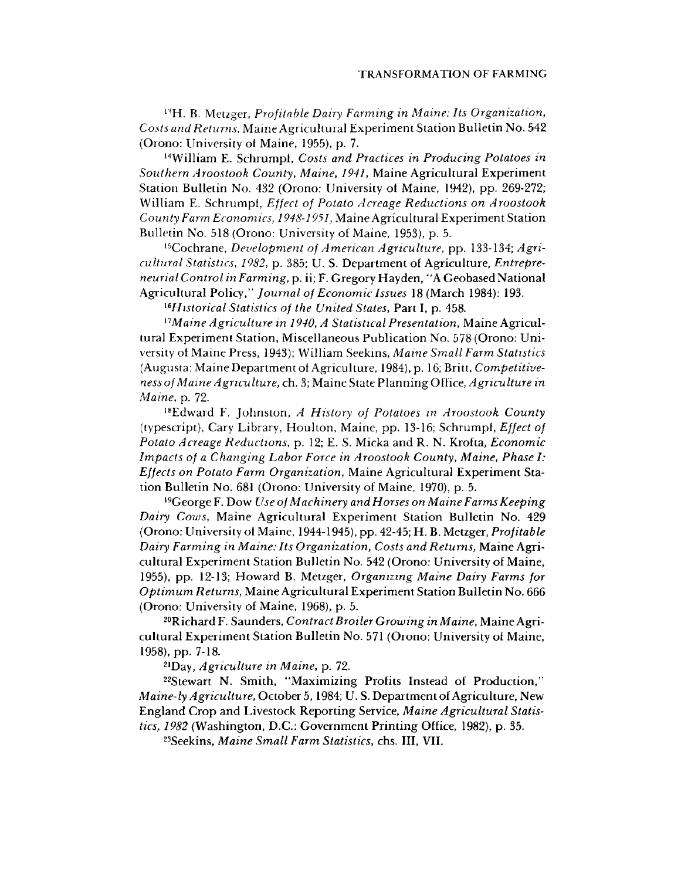[13]H. B. Metzger, *Profitable Dairy Farming in Maine: Its Organization, Costs and Returns*, Maine Agricultural Experiment Station Bulletin No. 542 (Orono: University of Maine, 1955), p. 7.

[14]William E. Schrumpf, *Costs and Practices in Producing Potatoes in Southern Aroostook County, Maine, 1941*, Maine Agricultural Experiment Station Bulletin No. 432 (Orono: University of Maine, 1942), pp. 269-272; William E. Schrumpf, *Effect of Potato Acreage Reductions on Aroostook County Farm Economics, 1948-1951*, Maine Agricultural Experiment Station Bulletin No. 518 (Orono: University of Maine, 1953), p. 5.

[15]Cochrane, *Development of American Agriculture*, pp. 133-134; *Agricultural Statistics, 1982*, p. 385; U. S. Department of Agriculture, *Entrepreneurial Control in Farming*, p. ii; F. Gregory Hayden, "A Geobased National Agricultural Policy," *Journal of Economic Issues* 18 (March 1984): 193.

[16]*Historical Statistics of the United States*, Part I, p. 458.

[17]*Maine Agriculture in 1940, A Statistical Presentation*, Maine Agricultural Experiment Station, Miscellaneous Publication No. 578 (Orono: University of Maine Press, 1943); William Seekins, *Maine Small Farm Statistics* (Augusta: Maine Department of Agriculture, 1984), p. 16; Britt, *Competitiveness of Maine Agriculture*, ch. 3; Maine State Planning Office, *Agriculture in Maine*, p. 72.

[18]Edward F. Johnston, *A History of Potatoes in Aroostook County* (typescript), Cary Library, Houlton, Maine, pp. 13-16; Schrumpf, *Effect of Potato Acreage Reductions*, p. 12; E. S. Micka and R. N. Krofta, *Economic Impacts of a Changing Labor Force in Aroostook County, Maine, Phase I: Effects on Potato Farm Organization*, Maine Agricultural Experiment Station Bulletin No. 681 (Orono: University of Maine, 1970), p. 5.

[19]George F. Dow *Use of Machinery and Horses on Maine Farms Keeping Dairy Cows*, Maine Agricultural Experiment Station Bulletin No. 429 (Orono: University of Maine, 1944-1945), pp. 42-45; H. B. Metzger, *Profitable Dairy Farming in Maine: Its Organization, Costs and Returns*, Maine Agricultural Experiment Station Bulletin No. 542 (Orono: University of Maine, 1955), pp. 12-13; Howard B. Metzger, *Organizing Maine Dairy Farms for Optimum Returns*, Maine Agricultural Experiment Station Bulletin No. 666 (Orono: University of Maine, 1968), p. 5.

[20]Richard F. Saunders, *Contract Broiler Growing in Maine*, Maine Agricultural Experiment Station Bulletin No. 571 (Orono: University of Maine, 1958), pp. 7-18.

[21]Day, *Agriculture in Maine*, p. 72.

[22]Stewart N. Smith, "Maximizing Profits Instead of Production," *Maine-ly Agriculture*, October 5, 1984; U. S. Department of Agriculture, New England Crop and Livestock Reporting Service, *Maine Agricultural Statistics, 1982* (Washington, D.C.: Government Printing Office, 1982), p. 35.

[23]Seekins, *Maine Small Farm Statistics*, chs. III, VII.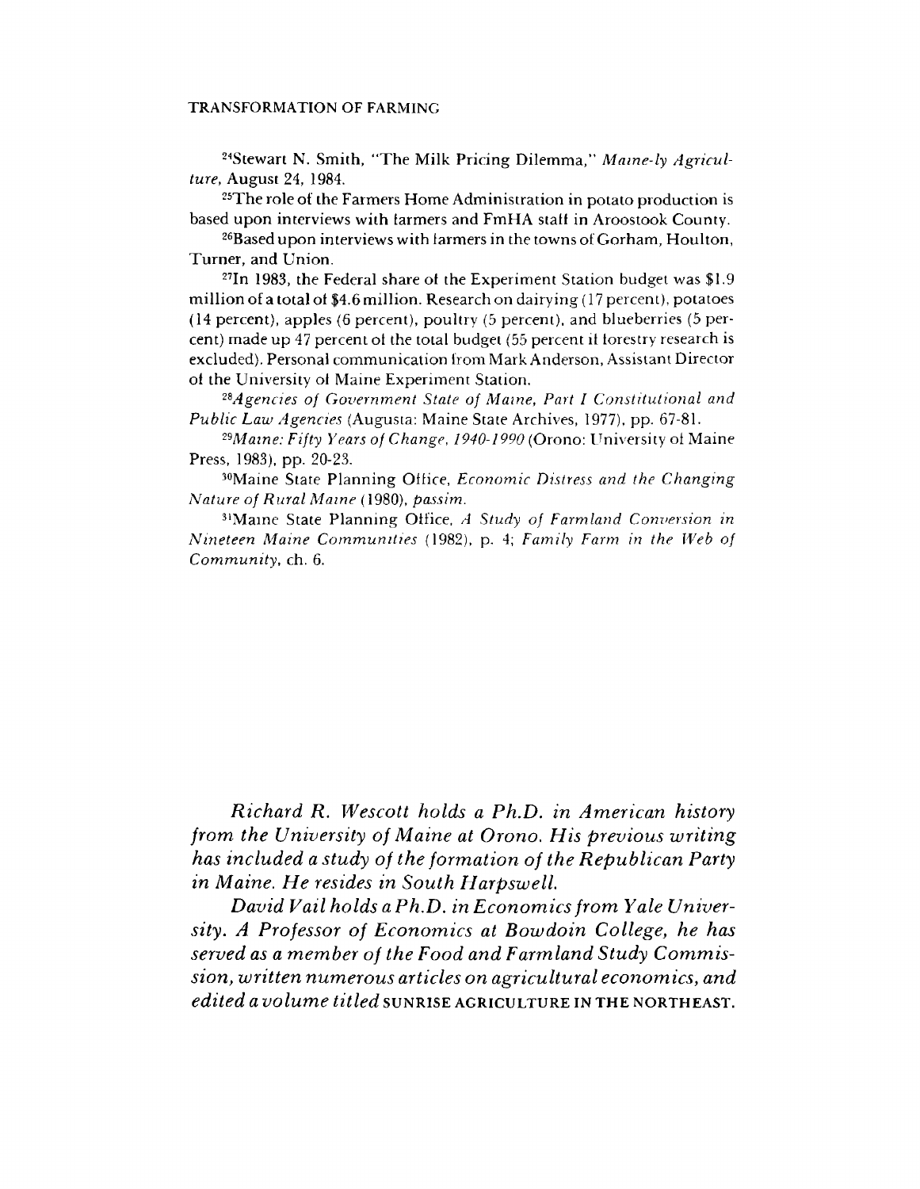[24]Stewart N. Smith, "The Milk Pricing Dilemma," *Maine-ly Agriculture*, August 24, 1984.

[25]The role of the Farmers Home Administration in potato production is based upon interviews with farmers and FmHA staff in Aroostook County.

[26]Based upon interviews with farmers in the towns of Gorham, Houlton, Turner, and Union.

[27]In 1983, the Federal share of the Experiment Station budget was $1.9 million of a total of $4.6 million. Research on dairying (17 percent), potatoes (14 percent), apples (6 percent), poultry (5 percent), and blueberries (5 percent) made up 47 percent of the total budget (55 percent if forestry research is excluded). Personal communication from Mark Anderson, Assistant Director of the University of Maine Experiment Station.

[28]*Agencies of Government State of Maine, Part I Constitutional and Public Law Agencies* (Augusta: Maine State Archives, 1977), pp. 67-81.

[29]*Maine: Fifty Years of Change, 1940-1990* (Orono: University of Maine Press, 1983), pp. 20-23.

[30]Maine State Planning Office, *Economic Distress and the Changing Nature of Rural Maine* (1980), *passim*.

[31]Maine State Planning Office, *A Study of Farmland Conversion in Nineteen Maine Communities* (1982), p. 4; *Family Farm in the Web of Community*, ch. 6.

*Richard R. Wescott holds a Ph.D. in American history from the University of Maine at Orono. His previous writing has included a study of the formation of the Republican Party in Maine. He resides in South Harpswell.*

*David Vail holds a Ph.D. in Economics from Yale University. A Professor of Economics at Bowdoin College, he has served as a member of the Food and Farmland Study Commission, written numerous articles on agricultural economics, and edited a volume titled* SUNRISE AGRICULTURE IN THE NORTHEAST.